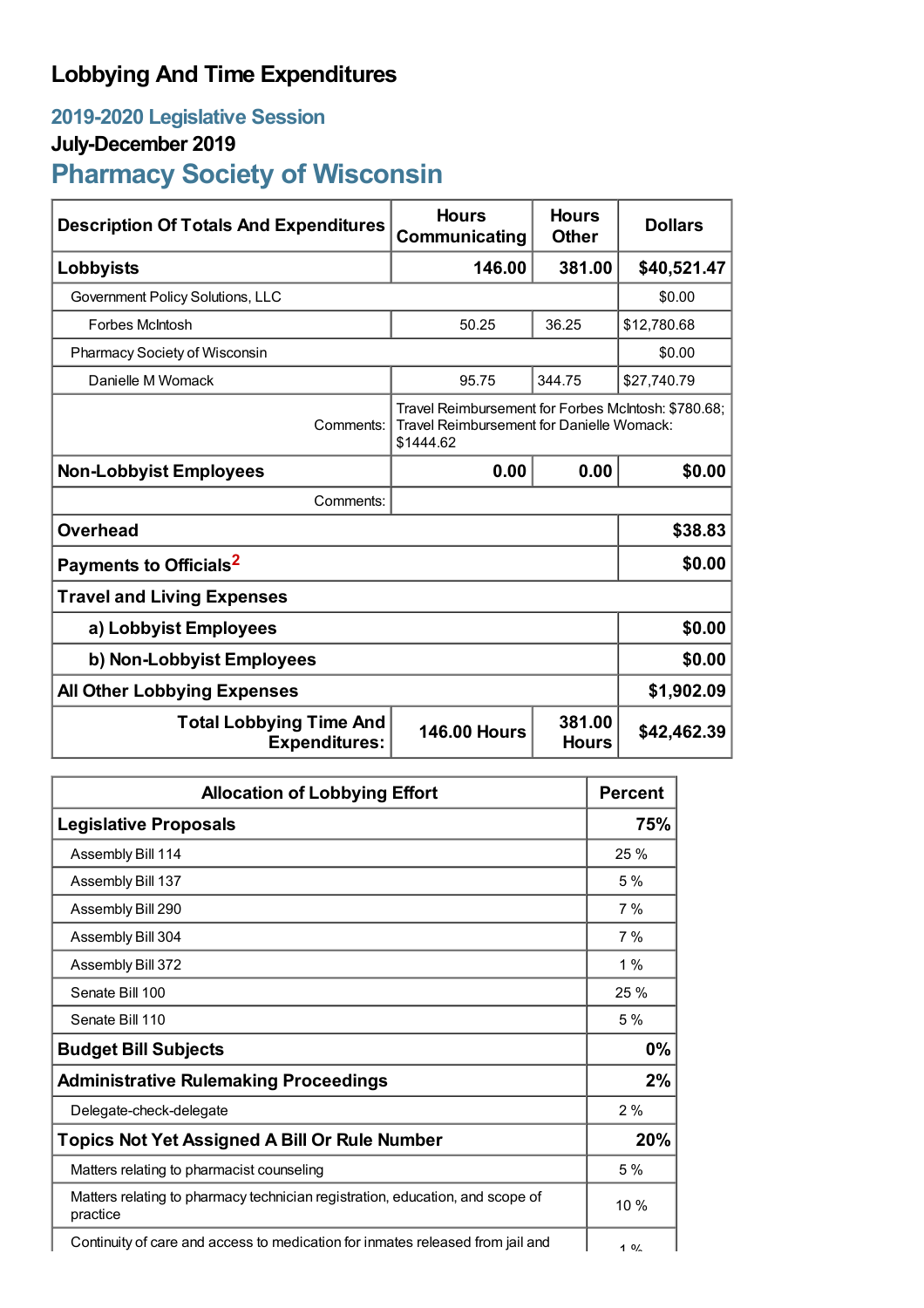# Lobbying And Time Expenditures

## 2019-2020 Legislative Session

### July-December 2019

## Pharmacy Society of Wisconsin

| Description Of Totals And Expenditures | Hours Communicating | Hours Other | Dollars |
|---|---|---|---|
| **Lobbyists** | **146.00** | **381.00** | **$40,521.47** |
| Government Policy Solutions, LLC | | | $0.00 |
| Forbes McIntosh | 50.25 | 36.25 | $12,780.68 |
| Pharmacy Society of Wisconsin | | | $0.00 |
| Danielle M Womack | 95.75 | 344.75 | $27,740.79 |
| Comments: | Travel Reimbursement for Forbes McIntosh: $780.68; Travel Reimbursement for Danielle Womack: $1444.62 | | |
| **Non-Lobbyist Employees** | **0.00** | **0.00** | **$0.00** |
| Comments: | | | |
| **Overhead** | | | **$38.83** |
| **Payments to Officials**[2] | | | **$0.00** |
| **Travel and Living Expenses** | | | |
| **a) Lobbyist Employees** | | | **$0.00** |
| **b) Non-Lobbyist Employees** | | | **$0.00** |
| **All Other Lobbying Expenses** | | | **$1,902.09** |
| **Total Lobbying Time And Expenditures:** | **146.00 Hours** | **381.00 Hours** | **$42,462.39** |

| Allocation of Lobbying Effort | Percent |
|---|---|
| **Legislative Proposals** | **75%** |
| Assembly Bill 114 | 25 % |
| Assembly Bill 137 | 5 % |
| Assembly Bill 290 | 7 % |
| Assembly Bill 304 | 7 % |
| Assembly Bill 372 | 1 % |
| Senate Bill 100 | 25 % |
| Senate Bill 110 | 5 % |
| **Budget Bill Subjects** | **0%** |
| **Administrative Rulemaking Proceedings** | **2%** |
| Delegate-check-delegate | 2 % |
| **Topics Not Yet Assigned A Bill Or Rule Number** | **20%** |
| Matters relating to pharmacist counseling | 5 % |
| Matters relating to pharmacy technician registration, education, and scope of practice | 10 % |
| Continuity of care and access to medication for inmates released from jail and | 1 % |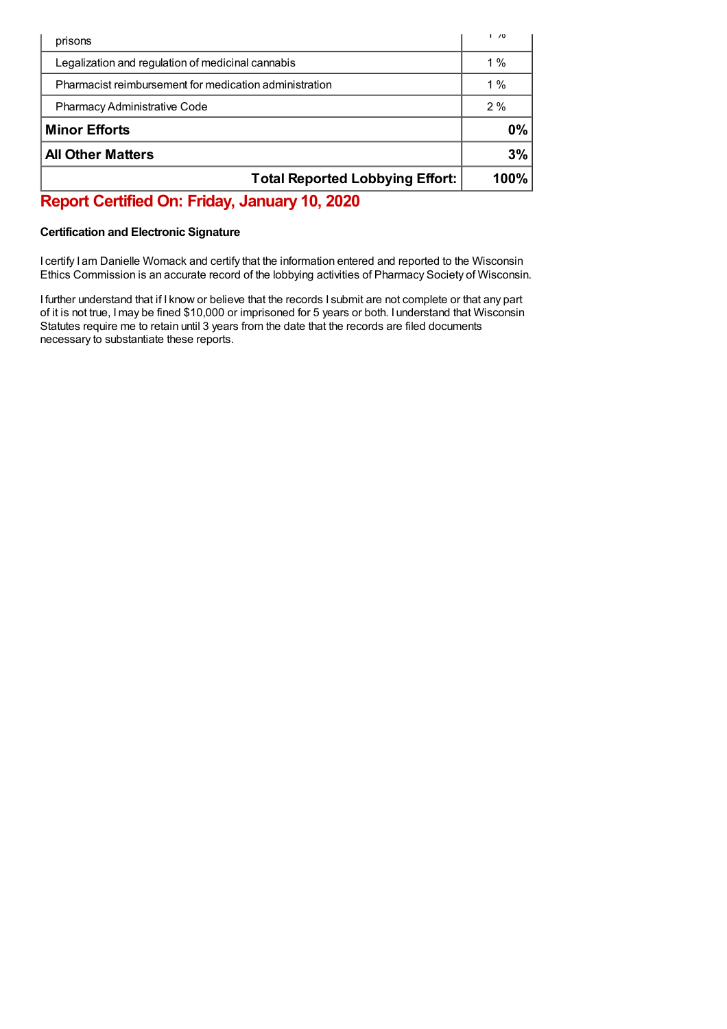| | |
|---|---|
| prisons | 1 % |
| Legalization and regulation of medicinal cannabis | 1 % |
| Pharmacist reimbursement for medication administration | 1 % |
| Pharmacy Administrative Code | 2 % |
| **Minor Efforts** | **0%** |
| **All Other Matters** | **3%** |
| **Total Reported Lobbying Effort:** | **100%** |

## Report Certified On: Friday, January 10, 2020

**Certification and Electronic Signature**

I certify I am Danielle Womack and certify that the information entered and reported to the Wisconsin Ethics Commission is an accurate record of the lobbying activities of Pharmacy Society of Wisconsin.

I further understand that if I know or believe that the records I submit are not complete or that any part of it is not true, I may be fined $10,000 or imprisoned for 5 years or both. I understand that Wisconsin Statutes require me to retain until 3 years from the date that the records are filed documents necessary to substantiate these reports.